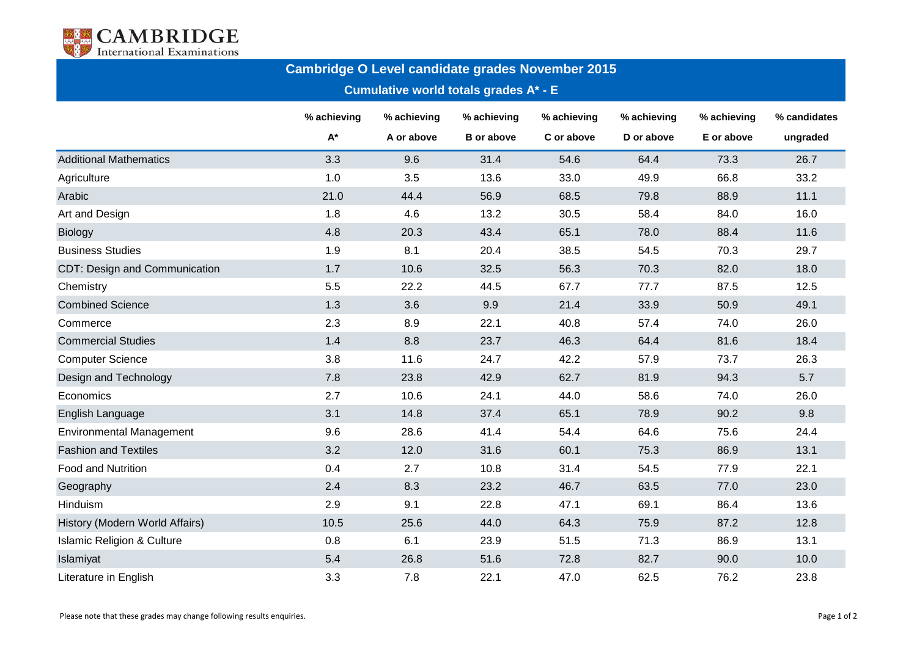CAMBRIDGE
International Examinations

# Cambridge O Level candidate grades November 2015

## Cumulative world totals grades A* - E

| | % achieving A* | % achieving A or above | % achieving B or above | % achieving C or above | % achieving D or above | % achieving E or above | % candidates ungraded |
|---|---|---|---|---|---|---|---|
| Additional Mathematics | 3.3 | 9.6 | 31.4 | 54.6 | 64.4 | 73.3 | 26.7 |
| Agriculture | 1.0 | 3.5 | 13.6 | 33.0 | 49.9 | 66.8 | 33.2 |
| Arabic | 21.0 | 44.4 | 56.9 | 68.5 | 79.8 | 88.9 | 11.1 |
| Art and Design | 1.8 | 4.6 | 13.2 | 30.5 | 58.4 | 84.0 | 16.0 |
| Biology | 4.8 | 20.3 | 43.4 | 65.1 | 78.0 | 88.4 | 11.6 |
| Business Studies | 1.9 | 8.1 | 20.4 | 38.5 | 54.5 | 70.3 | 29.7 |
| CDT: Design and Communication | 1.7 | 10.6 | 32.5 | 56.3 | 70.3 | 82.0 | 18.0 |
| Chemistry | 5.5 | 22.2 | 44.5 | 67.7 | 77.7 | 87.5 | 12.5 |
| Combined Science | 1.3 | 3.6 | 9.9 | 21.4 | 33.9 | 50.9 | 49.1 |
| Commerce | 2.3 | 8.9 | 22.1 | 40.8 | 57.4 | 74.0 | 26.0 |
| Commercial Studies | 1.4 | 8.8 | 23.7 | 46.3 | 64.4 | 81.6 | 18.4 |
| Computer Science | 3.8 | 11.6 | 24.7 | 42.2 | 57.9 | 73.7 | 26.3 |
| Design and Technology | 7.8 | 23.8 | 42.9 | 62.7 | 81.9 | 94.3 | 5.7 |
| Economics | 2.7 | 10.6 | 24.1 | 44.0 | 58.6 | 74.0 | 26.0 |
| English Language | 3.1 | 14.8 | 37.4 | 65.1 | 78.9 | 90.2 | 9.8 |
| Environmental Management | 9.6 | 28.6 | 41.4 | 54.4 | 64.6 | 75.6 | 24.4 |
| Fashion and Textiles | 3.2 | 12.0 | 31.6 | 60.1 | 75.3 | 86.9 | 13.1 |
| Food and Nutrition | 0.4 | 2.7 | 10.8 | 31.4 | 54.5 | 77.9 | 22.1 |
| Geography | 2.4 | 8.3 | 23.2 | 46.7 | 63.5 | 77.0 | 23.0 |
| Hinduism | 2.9 | 9.1 | 22.8 | 47.1 | 69.1 | 86.4 | 13.6 |
| History (Modern World Affairs) | 10.5 | 25.6 | 44.0 | 64.3 | 75.9 | 87.2 | 12.8 |
| Islamic Religion & Culture | 0.8 | 6.1 | 23.9 | 51.5 | 71.3 | 86.9 | 13.1 |
| Islamiyat | 5.4 | 26.8 | 51.6 | 72.8 | 82.7 | 90.0 | 10.0 |
| Literature in English | 3.3 | 7.8 | 22.1 | 47.0 | 62.5 | 76.2 | 23.8 |

Please note that these grades may change following results enquiries.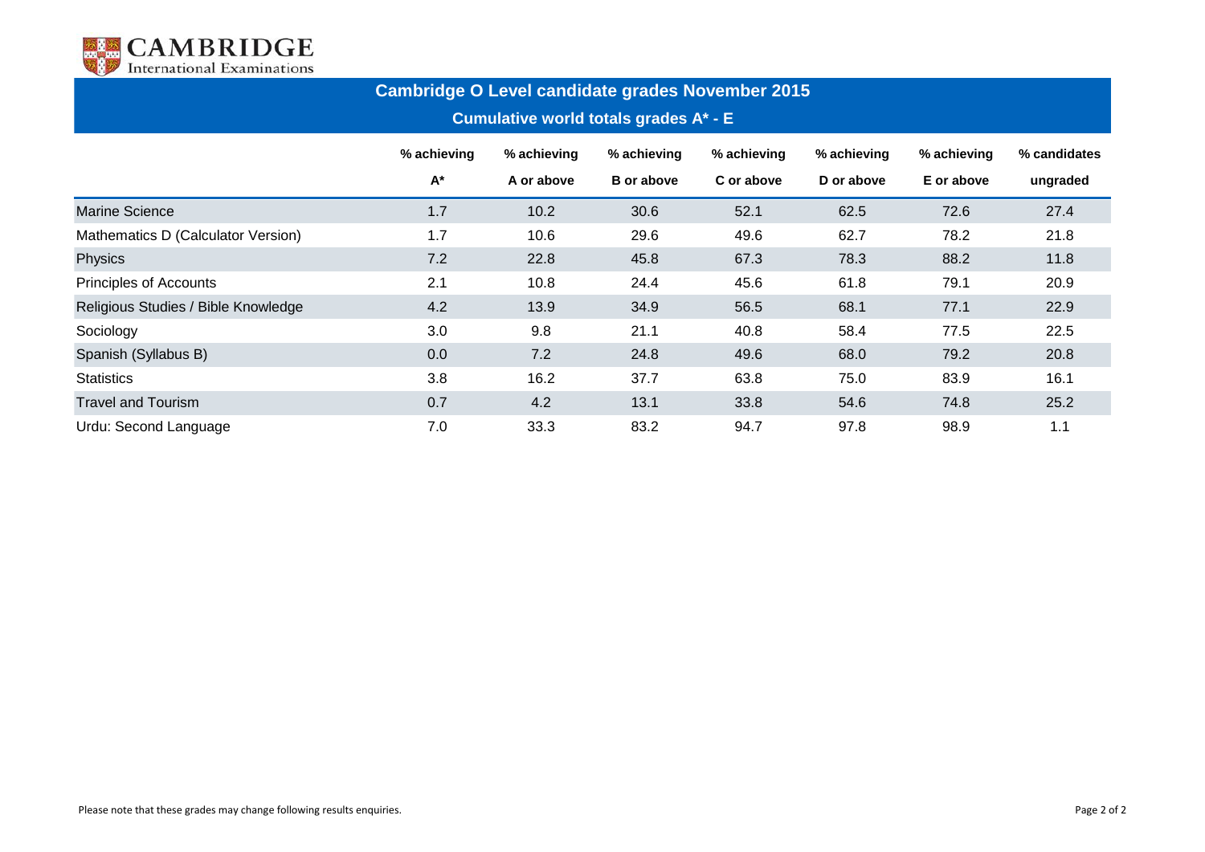CAMBRIDGE International Examinations

## Cambridge O Level candidate grades November 2015

### Cumulative world totals grades A* - E

| | % achieving A* | % achieving A or above | % achieving B or above | % achieving C or above | % achieving D or above | % achieving E or above | % candidates ungraded |
|---|---|---|---|---|---|---|---|
| Marine Science | 1.7 | 10.2 | 30.6 | 52.1 | 62.5 | 72.6 | 27.4 |
| Mathematics D (Calculator Version) | 1.7 | 10.6 | 29.6 | 49.6 | 62.7 | 78.2 | 21.8 |
| Physics | 7.2 | 22.8 | 45.8 | 67.3 | 78.3 | 88.2 | 11.8 |
| Principles of Accounts | 2.1 | 10.8 | 24.4 | 45.6 | 61.8 | 79.1 | 20.9 |
| Religious Studies / Bible Knowledge | 4.2 | 13.9 | 34.9 | 56.5 | 68.1 | 77.1 | 22.9 |
| Sociology | 3.0 | 9.8 | 21.1 | 40.8 | 58.4 | 77.5 | 22.5 |
| Spanish (Syllabus B) | 0.0 | 7.2 | 24.8 | 49.6 | 68.0 | 79.2 | 20.8 |
| Statistics | 3.8 | 16.2 | 37.7 | 63.8 | 75.0 | 83.9 | 16.1 |
| Travel and Tourism | 0.7 | 4.2 | 13.1 | 33.8 | 54.6 | 74.8 | 25.2 |
| Urdu: Second Language | 7.0 | 33.3 | 83.2 | 94.7 | 97.8 | 98.9 | 1.1 |

Please note that these grades may change following results enquiries.